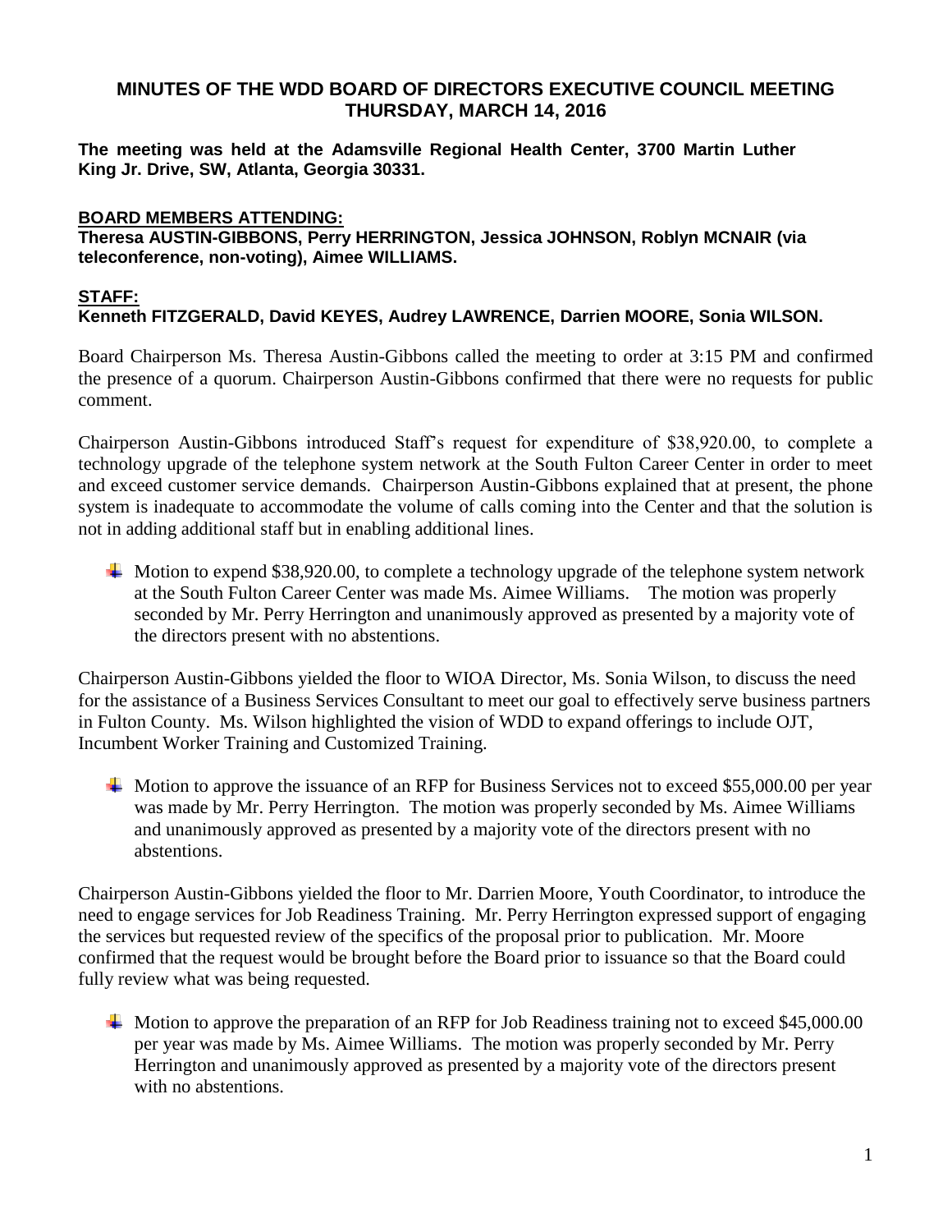# MINUTES OF THE WDD BOARD OF DIRECTORS EXECUTIVE COUNCIL MEETING THURSDAY, MARCH 14, 2016

**The meeting was held at the Adamsville Regional Health Center, 3700 Martin Luther King Jr. Drive, SW, Atlanta, Georgia 30331.**

**BOARD MEMBERS ATTENDING:**
**Theresa AUSTIN-GIBBONS, Perry HERRINGTON, Jessica JOHNSON, Roblyn MCNAIR (via teleconference, non-voting), Aimee WILLIAMS.**

**STAFF:**
**Kenneth FITZGERALD, David KEYES, Audrey LAWRENCE, Darrien MOORE, Sonia WILSON.**

Board Chairperson Ms. Theresa Austin-Gibbons called the meeting to order at 3:15 PM and confirmed the presence of a quorum. Chairperson Austin-Gibbons confirmed that there were no requests for public comment.

Chairperson Austin-Gibbons introduced Staff's request for expenditure of $38,920.00, to complete a technology upgrade of the telephone system network at the South Fulton Career Center in order to meet and exceed customer service demands. Chairperson Austin-Gibbons explained that at present, the phone system is inadequate to accommodate the volume of calls coming into the Center and that the solution is not in adding additional staff but in enabling additional lines.

- Motion to expend $38,920.00, to complete a technology upgrade of the telephone system network at the South Fulton Career Center was made Ms. Aimee Williams. The motion was properly seconded by Mr. Perry Herrington and unanimously approved as presented by a majority vote of the directors present with no abstentions.

Chairperson Austin-Gibbons yielded the floor to WIOA Director, Ms. Sonia Wilson, to discuss the need for the assistance of a Business Services Consultant to meet our goal to effectively serve business partners in Fulton County. Ms. Wilson highlighted the vision of WDD to expand offerings to include OJT, Incumbent Worker Training and Customized Training.

- Motion to approve the issuance of an RFP for Business Services not to exceed $55,000.00 per year was made by Mr. Perry Herrington. The motion was properly seconded by Ms. Aimee Williams and unanimously approved as presented by a majority vote of the directors present with no abstentions.

Chairperson Austin-Gibbons yielded the floor to Mr. Darrien Moore, Youth Coordinator, to introduce the need to engage services for Job Readiness Training. Mr. Perry Herrington expressed support of engaging the services but requested review of the specifics of the proposal prior to publication. Mr. Moore confirmed that the request would be brought before the Board prior to issuance so that the Board could fully review what was being requested.

- Motion to approve the preparation of an RFP for Job Readiness training not to exceed $45,000.00 per year was made by Ms. Aimee Williams. The motion was properly seconded by Mr. Perry Herrington and unanimously approved as presented by a majority vote of the directors present with no abstentions.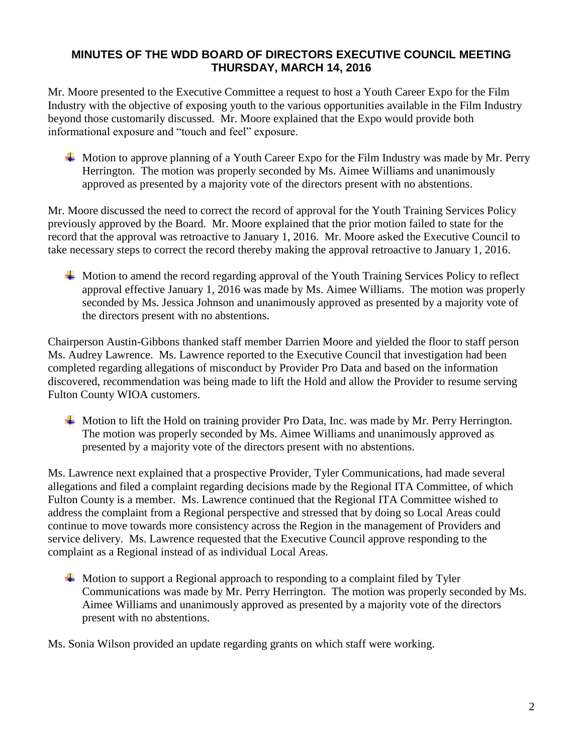## MINUTES OF THE WDD BOARD OF DIRECTORS EXECUTIVE COUNCIL MEETING THURSDAY, MARCH 14, 2016

Mr. Moore presented to the Executive Committee a request to host a Youth Career Expo for the Film Industry with the objective of exposing youth to the various opportunities available in the Film Industry beyond those customarily discussed. Mr. Moore explained that the Expo would provide both informational exposure and "touch and feel" exposure.

- Motion to approve planning of a Youth Career Expo for the Film Industry was made by Mr. Perry Herrington. The motion was properly seconded by Ms. Aimee Williams and unanimously approved as presented by a majority vote of the directors present with no abstentions.

Mr. Moore discussed the need to correct the record of approval for the Youth Training Services Policy previously approved by the Board. Mr. Moore explained that the prior motion failed to state for the record that the approval was retroactive to January 1, 2016. Mr. Moore asked the Executive Council to take necessary steps to correct the record thereby making the approval retroactive to January 1, 2016.

- Motion to amend the record regarding approval of the Youth Training Services Policy to reflect approval effective January 1, 2016 was made by Ms. Aimee Williams. The motion was properly seconded by Ms. Jessica Johnson and unanimously approved as presented by a majority vote of the directors present with no abstentions.

Chairperson Austin-Gibbons thanked staff member Darrien Moore and yielded the floor to staff person Ms. Audrey Lawrence. Ms. Lawrence reported to the Executive Council that investigation had been completed regarding allegations of misconduct by Provider Pro Data and based on the information discovered, recommendation was being made to lift the Hold and allow the Provider to resume serving Fulton County WIOA customers.

- Motion to lift the Hold on training provider Pro Data, Inc. was made by Mr. Perry Herrington. The motion was properly seconded by Ms. Aimee Williams and unanimously approved as presented by a majority vote of the directors present with no abstentions.

Ms. Lawrence next explained that a prospective Provider, Tyler Communications, had made several allegations and filed a complaint regarding decisions made by the Regional ITA Committee, of which Fulton County is a member. Ms. Lawrence continued that the Regional ITA Committee wished to address the complaint from a Regional perspective and stressed that by doing so Local Areas could continue to move towards more consistency across the Region in the management of Providers and service delivery. Ms. Lawrence requested that the Executive Council approve responding to the complaint as a Regional instead of as individual Local Areas.

- Motion to support a Regional approach to responding to a complaint filed by Tyler Communications was made by Mr. Perry Herrington. The motion was properly seconded by Ms. Aimee Williams and unanimously approved as presented by a majority vote of the directors present with no abstentions.

Ms. Sonia Wilson provided an update regarding grants on which staff were working.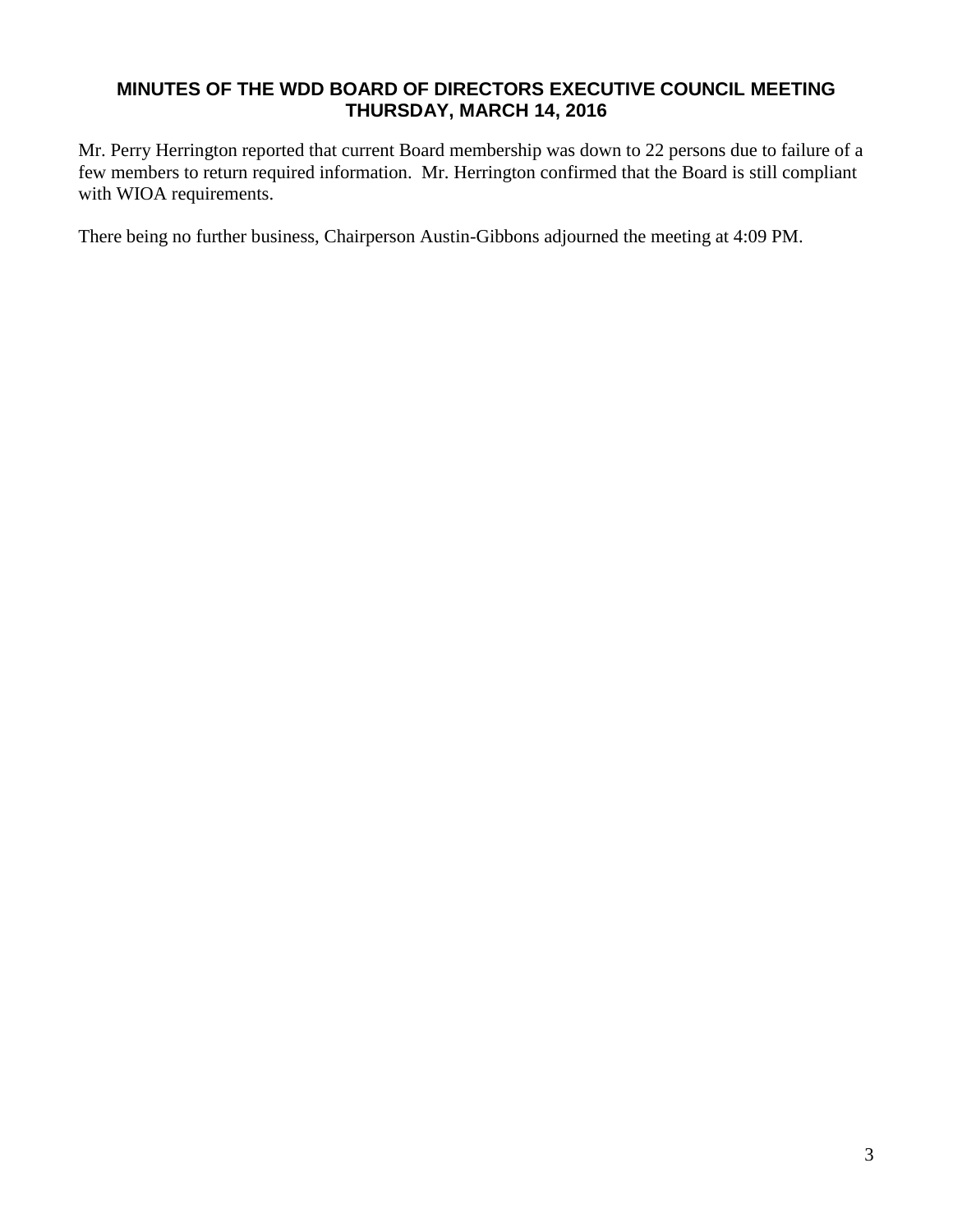## MINUTES OF THE WDD BOARD OF DIRECTORS EXECUTIVE COUNCIL MEETING
## THURSDAY, MARCH 14, 2016

Mr. Perry Herrington reported that current Board membership was down to 22 persons due to failure of a few members to return required information. Mr. Herrington confirmed that the Board is still compliant with WIOA requirements.

There being no further business, Chairperson Austin-Gibbons adjourned the meeting at 4:09 PM.